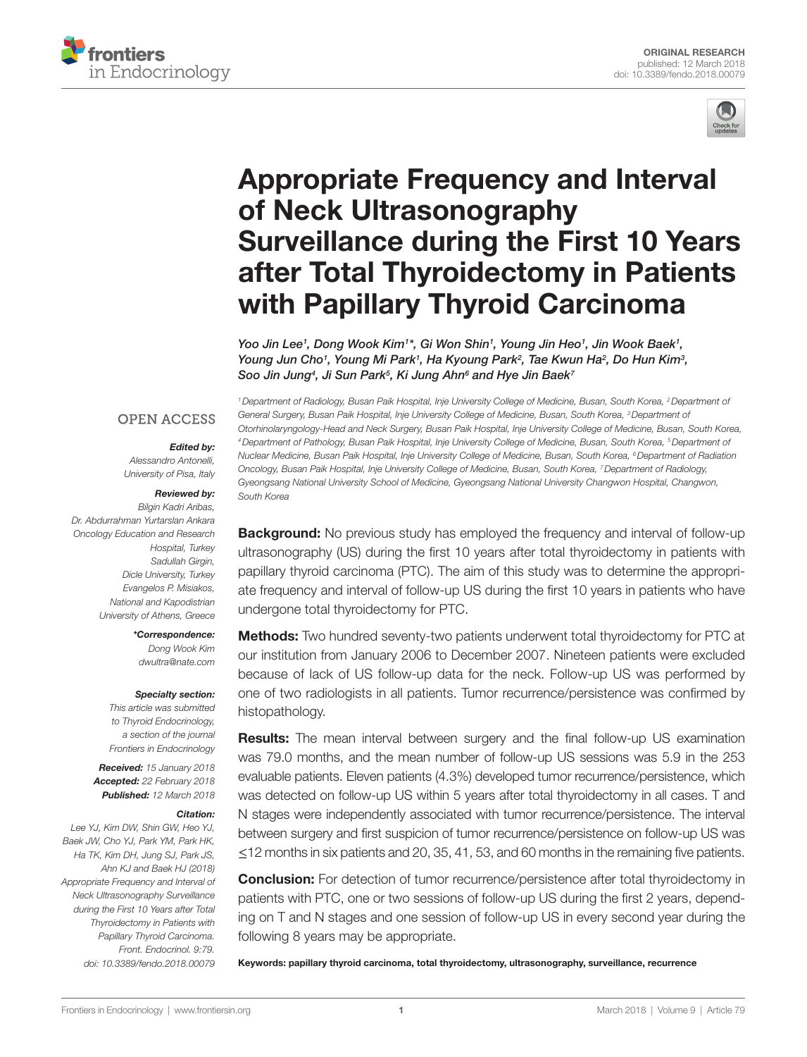ORIGINAL RESEARCH
published: 12 March 2018
doi: 10.3389/fendo.2018.00079

# Appropriate Frequency and Interval of Neck Ultrasonography Surveillance during the First 10 Years after Total Thyroidectomy in Patients with Papillary Thyroid Carcinoma

*Yoo Jin Lee[1], Dong Wook Kim[1]\*, Gi Won Shin[1], Young Jin Heo[1], Jin Wook Baek[1], Young Jun Cho[1], Young Mi Park[1], Ha Kyoung Park[2], Tae Kwun Ha[2], Do Hun Kim[3], Soo Jin Jung[4], Ji Sun Park[5], Ki Jung Ahn[6] and Hye Jin Baek[7]*

[1] Department of Radiology, Busan Paik Hospital, Inje University College of Medicine, Busan, South Korea, [2] Department of General Surgery, Busan Paik Hospital, Inje University College of Medicine, Busan, South Korea, [3] Department of Otorhinolaryngology-Head and Neck Surgery, Busan Paik Hospital, Inje University College of Medicine, Busan, South Korea, [4] Department of Pathology, Busan Paik Hospital, Inje University College of Medicine, Busan, South Korea, [5] Department of Nuclear Medicine, Busan Paik Hospital, Inje University College of Medicine, Busan, South Korea, [6] Department of Radiation Oncology, Busan Paik Hospital, Inje University College of Medicine, Busan, South Korea, [7] Department of Radiology, Gyeongsang National University School of Medicine, Gyeongsang National University Changwon Hospital, Changwon, South Korea

OPEN ACCESS

***Edited by:***
*Alessandro Antonelli, University of Pisa, Italy*

***Reviewed by:***
*Bilgin Kadri Aribas, Dr. Abdurrahman Yurtarslan Ankara Oncology Education and Research Hospital, Turkey*
*Sadullah Girgin, Dicle University, Turkey*
*Evangelos P. Misiakos, National and Kapodistrian University of Athens, Greece*

***\*Correspondence:***
*Dong Wook Kim*
*dwultra@nate.com*

***Specialty section:***
*This article was submitted to Thyroid Endocrinology, a section of the journal Frontiers in Endocrinology*

***Received:*** *15 January 2018*
***Accepted:*** *22 February 2018*
***Published:*** *12 March 2018*

***Citation:***
*Lee YJ, Kim DW, Shin GW, Heo YJ, Baek JW, Cho YJ, Park YM, Park HK, Ha TK, Kim DH, Jung SJ, Park JS, Ahn KJ and Baek HJ (2018) Appropriate Frequency and Interval of Neck Ultrasonography Surveillance during the First 10 Years after Total Thyroidectomy in Patients with Papillary Thyroid Carcinoma. Front. Endocrinol. 9:79. doi: 10.3389/fendo.2018.00079*

**Background:** No previous study has employed the frequency and interval of follow-up ultrasonography (US) during the first 10 years after total thyroidectomy in patients with papillary thyroid carcinoma (PTC). The aim of this study was to determine the appropriate frequency and interval of follow-up US during the first 10 years in patients who have undergone total thyroidectomy for PTC.

**Methods:** Two hundred seventy-two patients underwent total thyroidectomy for PTC at our institution from January 2006 to December 2007. Nineteen patients were excluded because of lack of US follow-up data for the neck. Follow-up US was performed by one of two radiologists in all patients. Tumor recurrence/persistence was confirmed by histopathology.

**Results:** The mean interval between surgery and the final follow-up US examination was 79.0 months, and the mean number of follow-up US sessions was 5.9 in the 253 evaluable patients. Eleven patients (4.3%) developed tumor recurrence/persistence, which was detected on follow-up US within 5 years after total thyroidectomy in all cases. T and N stages were independently associated with tumor recurrence/persistence. The interval between surgery and first suspicion of tumor recurrence/persistence on follow-up US was ≤12 months in six patients and 20, 35, 41, 53, and 60 months in the remaining five patients.

**Conclusion:** For detection of tumor recurrence/persistence after total thyroidectomy in patients with PTC, one or two sessions of follow-up US during the first 2 years, depending on T and N stages and one session of follow-up US in every second year during the following 8 years may be appropriate.

**Keywords: papillary thyroid carcinoma, total thyroidectomy, ultrasonography, surveillance, recurrence**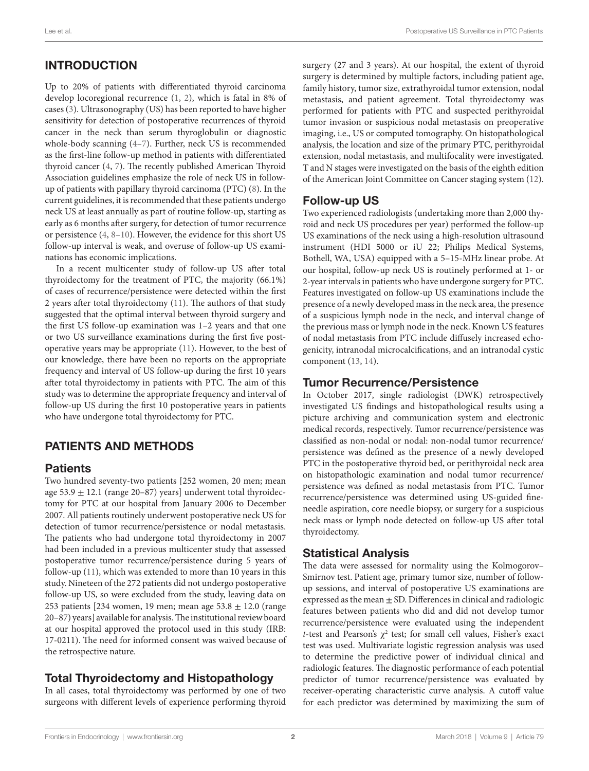## INTRODUCTION

Up to 20% of patients with differentiated thyroid carcinoma develop locoregional recurrence (1, 2), which is fatal in 8% of cases (3). Ultrasonography (US) has been reported to have higher sensitivity for detection of postoperative recurrences of thyroid cancer in the neck than serum thyroglobulin or diagnostic whole-body scanning (4–7). Further, neck US is recommended as the first-line follow-up method in patients with differentiated thyroid cancer (4, 7). The recently published American Thyroid Association guidelines emphasize the role of neck US in follow-up of patients with papillary thyroid carcinoma (PTC) (8). In the current guidelines, it is recommended that these patients undergo neck US at least annually as part of routine follow-up, starting as early as 6 months after surgery, for detection of tumor recurrence or persistence (4, 8–10). However, the evidence for this short US follow-up interval is weak, and overuse of follow-up US examinations has economic implications.

In a recent multicenter study of follow-up US after total thyroidectomy for the treatment of PTC, the majority (66.1%) of cases of recurrence/persistence were detected within the first 2 years after total thyroidectomy (11). The authors of that study suggested that the optimal interval between thyroid surgery and the first US follow-up examination was 1–2 years and that one or two US surveillance examinations during the first five postoperative years may be appropriate (11). However, to the best of our knowledge, there have been no reports on the appropriate frequency and interval of US follow-up during the first 10 years after total thyroidectomy in patients with PTC. The aim of this study was to determine the appropriate frequency and interval of follow-up US during the first 10 postoperative years in patients who have undergone total thyroidectomy for PTC.

## PATIENTS AND METHODS

### Patients

Two hundred seventy-two patients [252 women, 20 men; mean age 53.9 ± 12.1 (range 20–87) years] underwent total thyroidectomy for PTC at our hospital from January 2006 to December 2007. All patients routinely underwent postoperative neck US for detection of tumor recurrence/persistence or nodal metastasis. The patients who had undergone total thyroidectomy in 2007 had been included in a previous multicenter study that assessed postoperative tumor recurrence/persistence during 5 years of follow-up (11), which was extended to more than 10 years in this study. Nineteen of the 272 patients did not undergo postoperative follow-up US, so were excluded from the study, leaving data on 253 patients [234 women, 19 men; mean age 53.8 ± 12.0 (range 20–87) years] available for analysis. The institutional review board at our hospital approved the protocol used in this study (IRB: 17-0211). The need for informed consent was waived because of the retrospective nature.

### Total Thyroidectomy and Histopathology

In all cases, total thyroidectomy was performed by one of two surgeons with different levels of experience performing thyroid surgery (27 and 3 years). At our hospital, the extent of thyroid surgery is determined by multiple factors, including patient age, family history, tumor size, extrathyroidal tumor extension, nodal metastasis, and patient agreement. Total thyroidectomy was performed for patients with PTC and suspected perithyroidal tumor invasion or suspicious nodal metastasis on preoperative imaging, i.e., US or computed tomography. On histopathological analysis, the location and size of the primary PTC, perithyroidal extension, nodal metastasis, and multifocality were investigated. T and N stages were investigated on the basis of the eighth edition of the American Joint Committee on Cancer staging system (12).

### Follow-up US

Two experienced radiologists (undertaking more than 2,000 thyroid and neck US procedures per year) performed the follow-up US examinations of the neck using a high-resolution ultrasound instrument (HDI 5000 or iU 22; Philips Medical Systems, Bothell, WA, USA) equipped with a 5–15-MHz linear probe. At our hospital, follow-up neck US is routinely performed at 1- or 2-year intervals in patients who have undergone surgery for PTC. Features investigated on follow-up US examinations include the presence of a newly developed mass in the neck area, the presence of a suspicious lymph node in the neck, and interval change of the previous mass or lymph node in the neck. Known US features of nodal metastasis from PTC include diffusely increased echogenicity, intranodal microcalcifications, and an intranodal cystic component (13, 14).

### Tumor Recurrence/Persistence

In October 2017, single radiologist (DWK) retrospectively investigated US findings and histopathological results using a picture archiving and communication system and electronic medical records, respectively. Tumor recurrence/persistence was classified as non-nodal or nodal: non-nodal tumor recurrence/persistence was defined as the presence of a newly developed PTC in the postoperative thyroid bed, or perithyroidal neck area on histopathologic examination and nodal tumor recurrence/persistence was defined as nodal metastasis from PTC. Tumor recurrence/persistence was determined using US-guided fine-needle aspiration, core needle biopsy, or surgery for a suspicious neck mass or lymph node detected on follow-up US after total thyroidectomy.

### Statistical Analysis

The data were assessed for normality using the Kolmogorov–Smirnov test. Patient age, primary tumor size, number of follow-up sessions, and interval of postoperative US examinations are expressed as the mean ± SD. Differences in clinical and radiologic features between patients who did and did not develop tumor recurrence/persistence were evaluated using the independent *t*-test and Pearson's $\chi^2$ test; for small cell values, Fisher's exact test was used. Multivariate logistic regression analysis was used to determine the predictive power of individual clinical and radiologic features. The diagnostic performance of each potential predictor of tumor recurrence/persistence was evaluated by receiver-operating characteristic curve analysis. A cutoff value for each predictor was determined by maximizing the sum of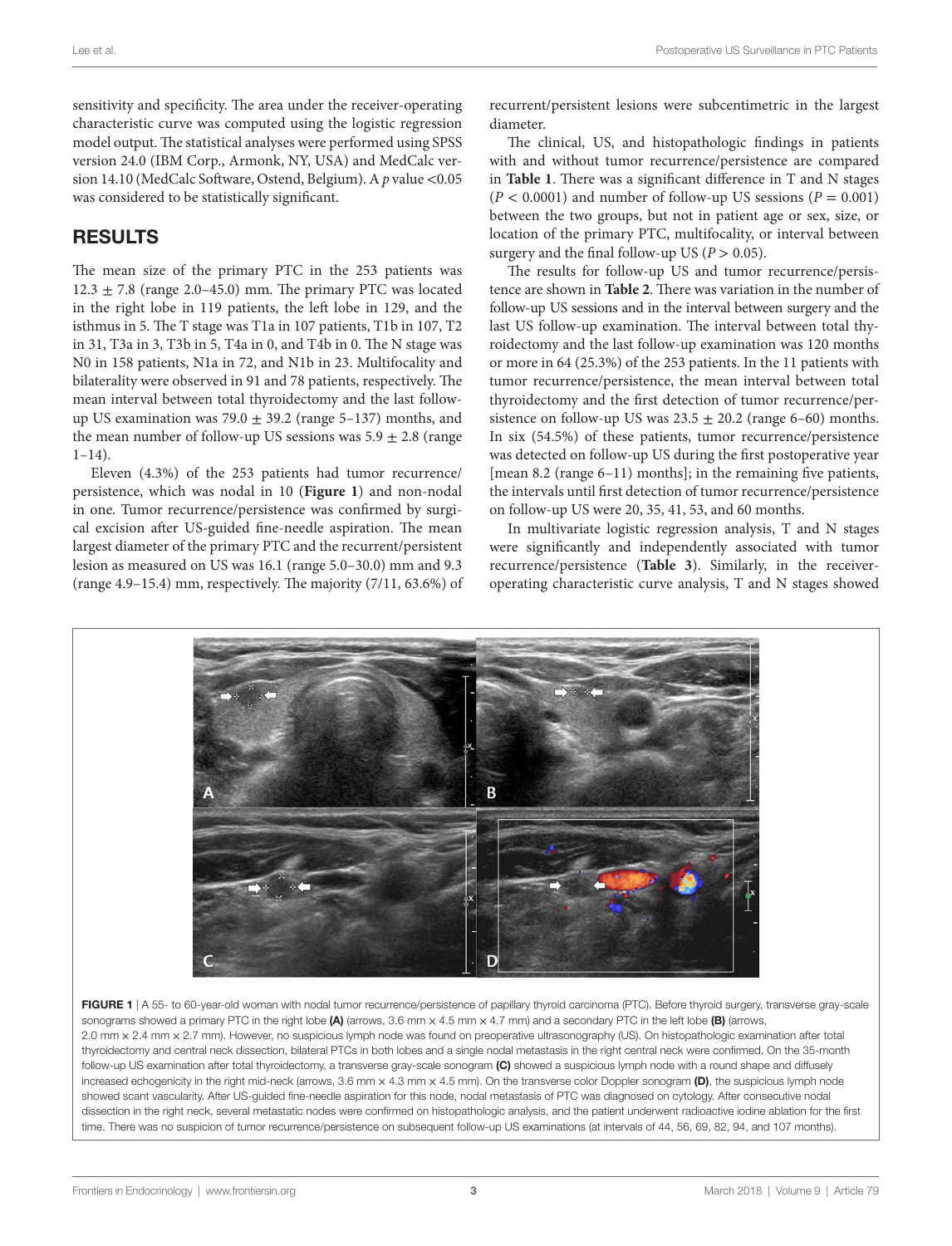sensitivity and specificity. The area under the receiver-operating characteristic curve was computed using the logistic regression model output. The statistical analyses were performed using SPSS version 24.0 (IBM Corp., Armonk, NY, USA) and MedCalc version 14.10 (MedCalc Software, Ostend, Belgium). A *p* value <0.05 was considered to be statistically significant.

## RESULTS

The mean size of the primary PTC in the 253 patients was $12.3 \pm 7.8$ (range 2.0–45.0) mm. The primary PTC was located in the right lobe in 119 patients, the left lobe in 129, and the isthmus in 5. The T stage was T1a in 107 patients, T1b in 107, T2 in 31, T3a in 3, T3b in 5, T4a in 0, and T4b in 0. The N stage was N0 in 158 patients, N1a in 72, and N1b in 23. Multifocality and bilaterality were observed in 91 and 78 patients, respectively. The mean interval between total thyroidectomy and the last follow-up US examination was $79.0 \pm 39.2$ (range 5–137) months, and the mean number of follow-up US sessions was $5.9 \pm 2.8$ (range 1–14).

Eleven (4.3%) of the 253 patients had tumor recurrence/persistence, which was nodal in 10 (**Figure 1**) and non-nodal in one. Tumor recurrence/persistence was confirmed by surgical excision after US-guided fine-needle aspiration. The mean largest diameter of the primary PTC and the recurrent/persistent lesion as measured on US was 16.1 (range 5.0–30.0) mm and 9.3 (range 4.9–15.4) mm, respectively. The majority (7/11, 63.6%) of recurrent/persistent lesions were subcentimetric in the largest diameter.

The clinical, US, and histopathologic findings in patients with and without tumor recurrence/persistence are compared in **Table 1**. There was a significant difference in T and N stages ($P < 0.0001$) and number of follow-up US sessions ($P = 0.001$) between the two groups, but not in patient age or sex, size, or location of the primary PTC, multifocality, or interval between surgery and the final follow-up US ($P > 0.05$).

The results for follow-up US and tumor recurrence/persistence are shown in **Table 2**. There was variation in the number of follow-up US sessions and in the interval between surgery and the last US follow-up examination. The interval between total thyroidectomy and the last follow-up examination was 120 months or more in 64 (25.3%) of the 253 patients. In the 11 patients with tumor recurrence/persistence, the mean interval between total thyroidectomy and the first detection of tumor recurrence/persistence on follow-up US was $23.5 \pm 20.2$ (range 6–60) months. In six (54.5%) of these patients, tumor recurrence/persistence was detected on follow-up US during the first postoperative year [mean 8.2 (range 6–11) months]; in the remaining five patients, the intervals until first detection of tumor recurrence/persistence on follow-up US were 20, 35, 41, 53, and 60 months.

In multivariate logistic regression analysis, T and N stages were significantly and independently associated with tumor recurrence/persistence (**Table 3**). Similarly, in the receiver-operating characteristic curve analysis, T and N stages showed

**FIGURE 1** | A 55- to 60-year-old woman with nodal tumor recurrence/persistence of papillary thyroid carcinoma (PTC). Before thyroid surgery, transverse gray-scale sonograms showed a primary PTC in the right lobe **(A)** (arrows, 3.6 mm × 4.5 mm × 4.7 mm) and a secondary PTC in the left lobe **(B)** (arrows, 2.0 mm × 2.4 mm × 2.7 mm). However, no suspicious lymph node was found on preoperative ultrasonography (US). On histopathologic examination after total thyroidectomy and central neck dissection, bilateral PTCs in both lobes and a single nodal metastasis in the right central neck were confirmed. On the 35-month follow-up US examination after total thyroidectomy, a transverse gray-scale sonogram **(C)** showed a suspicious lymph node with a round shape and diffusely increased echogenicity in the right mid-neck (arrows, 3.6 mm × 4.3 mm × 4.5 mm). On the transverse color Doppler sonogram **(D)**, the suspicious lymph node showed scant vascularity. After US-guided fine-needle aspiration for this node, nodal metastasis of PTC was diagnosed on cytology. After consecutive nodal dissection in the right neck, several metastatic nodes were confirmed on histopathologic analysis, and the patient underwent radioactive iodine ablation for the first time. There was no suspicion of tumor recurrence/persistence on subsequent follow-up US examinations (at intervals of 44, 56, 69, 82, 94, and 107 months).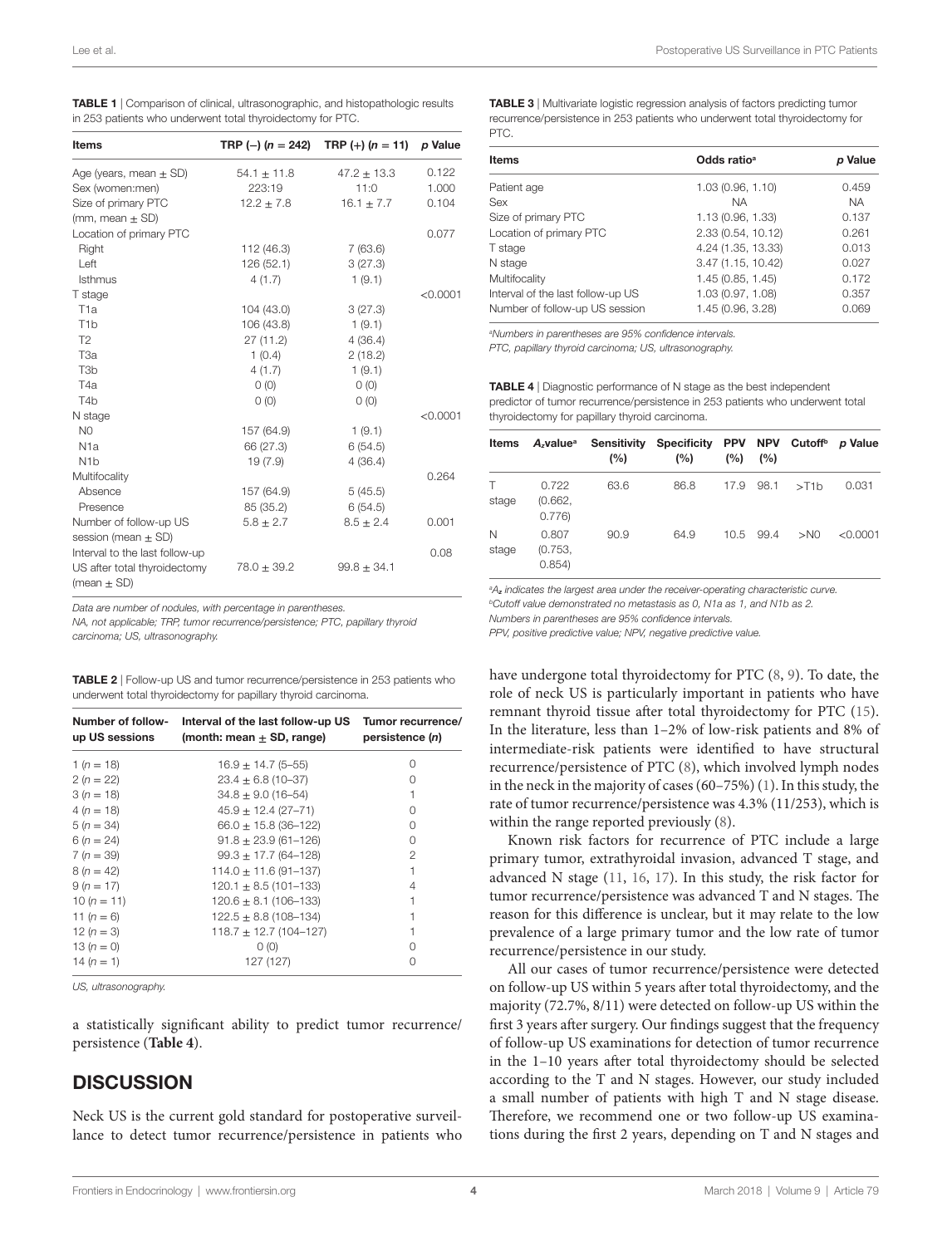**TABLE 1** | Comparison of clinical, ultrasonographic, and histopathologic results in 253 patients who underwent total thyroidectomy for PTC.

| Items | TRP (−) (n = 242) | TRP (+) (n = 11) | p Value |
|---|---|---|---|
| Age (years, mean ± SD) | 54.1 ± 11.8 | 47.2 ± 13.3 | 0.122 |
| Sex (women:men) | 223:19 | 11:0 | 1.000 |
| Size of primary PTC (mm, mean ± SD) | 12.2 ± 7.8 | 16.1 ± 7.7 | 0.104 |
| Location of primary PTC | | | 0.077 |
| Right | 112 (46.3) | 7 (63.6) | |
| Left | 126 (52.1) | 3 (27.3) | |
| Isthmus | 4 (1.7) | 1 (9.1) | |
| T stage | | | <0.0001 |
| T1a | 104 (43.0) | 3 (27.3) | |
| T1b | 106 (43.8) | 1 (9.1) | |
| T2 | 27 (11.2) | 4 (36.4) | |
| T3a | 1 (0.4) | 2 (18.2) | |
| T3b | 4 (1.7) | 1 (9.1) | |
| T4a | 0 (0) | 0 (0) | |
| T4b | 0 (0) | 0 (0) | |
| N stage | | | <0.0001 |
| N0 | 157 (64.9) | 1 (9.1) | |
| N1a | 66 (27.3) | 6 (54.5) | |
| N1b | 19 (7.9) | 4 (36.4) | |
| Multifocality | | | 0.264 |
| Absence | 157 (64.9) | 5 (45.5) | |
| Presence | 85 (35.2) | 6 (54.5) | |
| Number of follow-up US session (mean ± SD) | 5.8 ± 2.7 | 8.5 ± 2.4 | 0.001 |
| Interval to the last follow-up US after total thyroidectomy (mean ± SD) | 78.0 ± 39.2 | 99.8 ± 34.1 | 0.08 |

*Data are number of nodules, with percentage in parentheses.*
*NA, not applicable; TRP, tumor recurrence/persistence; PTC, papillary thyroid carcinoma; US, ultrasonography.*

**TABLE 2** | Follow-up US and tumor recurrence/persistence in 253 patients who underwent total thyroidectomy for papillary thyroid carcinoma.

| Number of follow-up US sessions | Interval of the last follow-up US (month: mean ± SD, range) | Tumor recurrence/persistence (n) |
|---|---|---|
| 1 (n = 18) | 16.9 ± 14.7 (5–55) | 0 |
| 2 (n = 22) | 23.4 ± 6.8 (10–37) | 0 |
| 3 (n = 18) | 34.8 ± 9.0 (16–54) | 1 |
| 4 (n = 18) | 45.9 ± 12.4 (27–71) | 0 |
| 5 (n = 34) | 66.0 ± 15.8 (36–122) | 0 |
| 6 (n = 24) | 91.8 ± 23.9 (61–126) | 0 |
| 7 (n = 39) | 99.3 ± 17.7 (64–128) | 2 |
| 8 (n = 42) | 114.0 ± 11.6 (91–137) | 1 |
| 9 (n = 17) | 120.1 ± 8.5 (101–133) | 4 |
| 10 (n = 11) | 120.6 ± 8.1 (106–133) | 1 |
| 11 (n = 6) | 122.5 ± 8.8 (108–134) | 1 |
| 12 (n = 3) | 118.7 ± 12.7 (104–127) | 1 |
| 13 (n = 0) | 0 (0) | 0 |
| 14 (n = 1) | 127 (127) | 0 |

*US, ultrasonography.*

a statistically significant ability to predict tumor recurrence/persistence (**Table 4**).

## DISCUSSION

Neck US is the current gold standard for postoperative surveillance to detect tumor recurrence/persistence in patients who have undergone total thyroidectomy for PTC (8, 9). To date, the role of neck US is particularly important in patients who have remnant thyroid tissue after total thyroidectomy for PTC (15). In the literature, less than 1–2% of low-risk patients and 8% of intermediate-risk patients were identified to have structural recurrence/persistence of PTC (8), which involved lymph nodes in the neck in the majority of cases (60–75%) (1). In this study, the rate of tumor recurrence/persistence was 4.3% (11/253), which is within the range reported previously (8).

Known risk factors for recurrence of PTC include a large primary tumor, extrathyroidal invasion, advanced T stage, and advanced N stage (11, 16, 17). In this study, the risk factor for tumor recurrence/persistence was advanced T and N stages. The reason for this difference is unclear, but it may relate to the low prevalence of a large primary tumor and the low rate of tumor recurrence/persistence in our study.

All our cases of tumor recurrence/persistence were detected on follow-up US within 5 years after total thyroidectomy, and the majority (72.7%, 8/11) were detected on follow-up US within the first 3 years after surgery. Our findings suggest that the frequency of follow-up US examinations for detection of tumor recurrence in the 1–10 years after total thyroidectomy should be selected according to the T and N stages. However, our study included a small number of patients with high T and N stage disease. Therefore, we recommend one or two follow-up US examinations during the first 2 years, depending on T and N stages and

**TABLE 3** | Multivariate logistic regression analysis of factors predicting tumor recurrence/persistence in 253 patients who underwent total thyroidectomy for PTC.

| Items | Odds ratio[a] | p Value |
|---|---|---|
| Patient age | 1.03 (0.96, 1.10) | 0.459 |
| Sex | NA | NA |
| Size of primary PTC | 1.13 (0.96, 1.33) | 0.137 |
| Location of primary PTC | 2.33 (0.54, 10.12) | 0.261 |
| T stage | 4.24 (1.35, 13.33) | 0.013 |
| N stage | 3.47 (1.15, 10.42) | 0.027 |
| Multifocality | 1.45 (0.85, 1.45) | 0.172 |
| Interval of the last follow-up US | 1.03 (0.97, 1.08) | 0.357 |
| Number of follow-up US session | 1.45 (0.96, 3.28) | 0.069 |

*[a]Numbers in parentheses are 95% confidence intervals.*
*PTC, papillary thyroid carcinoma; US, ultrasonography.*

**TABLE 4** | Diagnostic performance of N stage as the best independent predictor of tumor recurrence/persistence in 253 patients who underwent total thyroidectomy for papillary thyroid carcinoma.

| Items | $A_z$ value[a] | Sensitivity (%) | Specificity (%) | PPV (%) | NPV (%) | Cutoff[b] | p Value |
|---|---|---|---|---|---|---|---|
| T stage | 0.722 (0.662, 0.776) | 63.6 | 86.8 | 17.9 | 98.1 | >T1b | 0.031 |
| N stage | 0.807 (0.753, 0.854) | 90.9 | 64.9 | 10.5 | 99.4 | >N0 | <0.0001 |

*[a]$A_z$ indicates the largest area under the receiver-operating characteristic curve.*
*[b]Cutoff value demonstrated no metastasis as 0, N1a as 1, and N1b as 2.*
*Numbers in parentheses are 95% confidence intervals.*
*PPV, positive predictive value; NPV, negative predictive value.*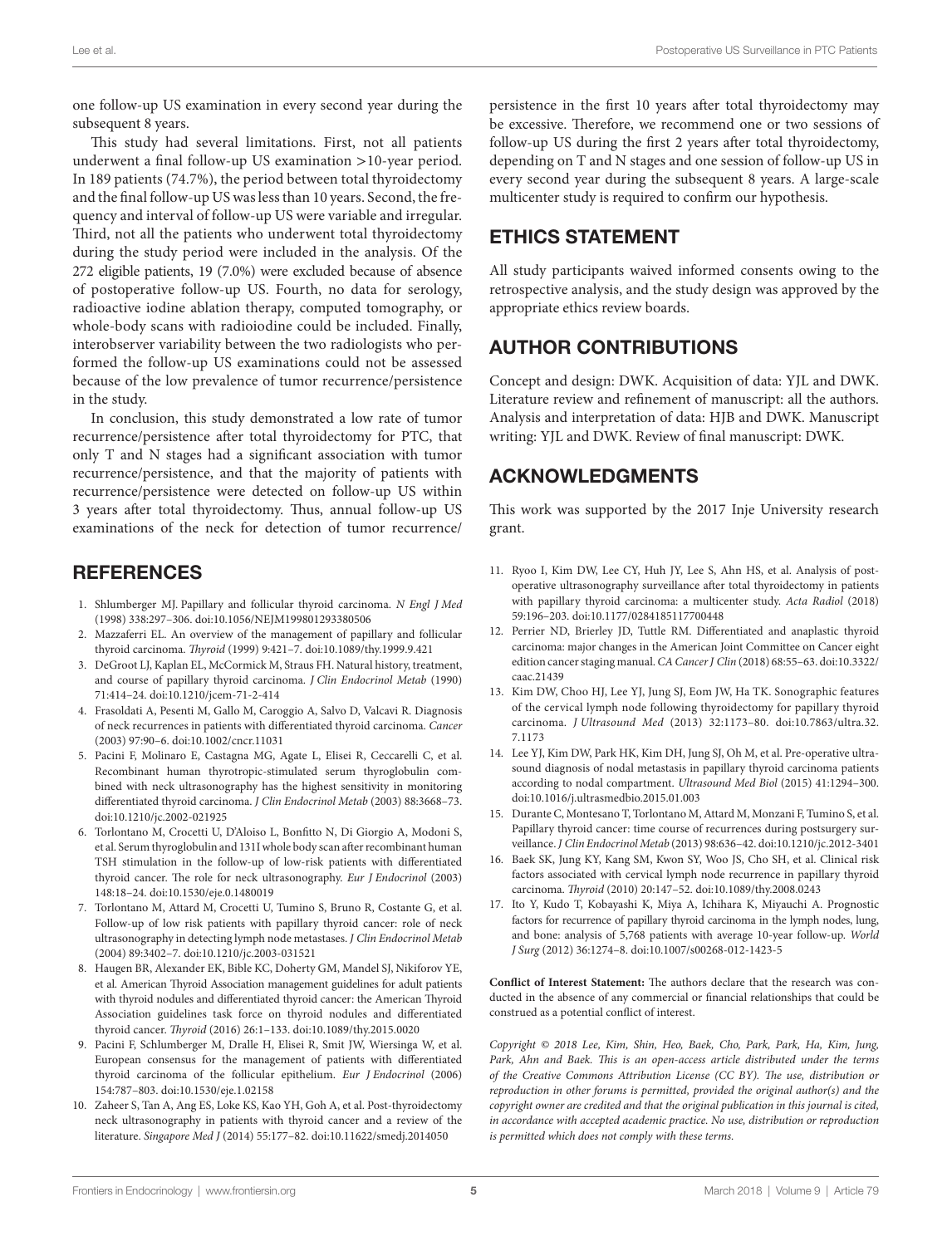one follow-up US examination in every second year during the subsequent 8 years.

This study had several limitations. First, not all patients underwent a final follow-up US examination >10-year period. In 189 patients (74.7%), the period between total thyroidectomy and the final follow-up US was less than 10 years. Second, the frequency and interval of follow-up US were variable and irregular. Third, not all the patients who underwent total thyroidectomy during the study period were included in the analysis. Of the 272 eligible patients, 19 (7.0%) were excluded because of absence of postoperative follow-up US. Fourth, no data for serology, radioactive iodine ablation therapy, computed tomography, or whole-body scans with radioiodine could be included. Finally, interobserver variability between the two radiologists who performed the follow-up US examinations could not be assessed because of the low prevalence of tumor recurrence/persistence in the study.

In conclusion, this study demonstrated a low rate of tumor recurrence/persistence after total thyroidectomy for PTC, that only T and N stages had a significant association with tumor recurrence/persistence, and that the majority of patients with recurrence/persistence were detected on follow-up US within 3 years after total thyroidectomy. Thus, annual follow-up US examinations of the neck for detection of tumor recurrence/persistence in the first 10 years after total thyroidectomy may be excessive. Therefore, we recommend one or two sessions of follow-up US during the first 2 years after total thyroidectomy, depending on T and N stages and one session of follow-up US in every second year during the subsequent 8 years. A large-scale multicenter study is required to confirm our hypothesis.

## ETHICS STATEMENT

All study participants waived informed consents owing to the retrospective analysis, and the study design was approved by the appropriate ethics review boards.

## AUTHOR CONTRIBUTIONS

Concept and design: DWK. Acquisition of data: YJL and DWK. Literature review and refinement of manuscript: all the authors. Analysis and interpretation of data: HJB and DWK. Manuscript writing: YJL and DWK. Review of final manuscript: DWK.

## ACKNOWLEDGMENTS

This work was supported by the 2017 Inje University research grant.

## REFERENCES

1. Shlumberger MJ. Papillary and follicular thyroid carcinoma. *N Engl J Med* (1998) 338:297–306. doi:10.1056/NEJM199801293380506
2. Mazzaferri EL. An overview of the management of papillary and follicular thyroid carcinoma. *Thyroid* (1999) 9:421–7. doi:10.1089/thy.1999.9.421
3. DeGroot LJ, Kaplan EL, McCormick M, Straus FH. Natural history, treatment, and course of papillary thyroid carcinoma. *J Clin Endocrinol Metab* (1990) 71:414–24. doi:10.1210/jcem-71-2-414
4. Frasoldati A, Pesenti M, Gallo M, Caroggio A, Salvo D, Valcavi R. Diagnosis of neck recurrences in patients with differentiated thyroid carcinoma. *Cancer* (2003) 97:90–6. doi:10.1002/cncr.11031
5. Pacini F, Molinaro E, Castagna MG, Agate L, Elisei R, Ceccarelli C, et al. Recombinant human thyrotropic-stimulated serum thyroglobulin combined with neck ultrasonography has the highest sensitivity in monitoring differentiated thyroid carcinoma. *J Clin Endocrinol Metab* (2003) 88:3668–73. doi:10.1210/jc.2002-021925
6. Torlontano M, Crocetti U, D'Aloiso L, Bonfitto N, Di Giorgio A, Modoni S, et al. Serum thyroglobulin and 131I whole body scan after recombinant human TSH stimulation in the follow-up of low-risk patients with differentiated thyroid cancer. The role for neck ultrasonography. *Eur J Endocrinol* (2003) 148:18–24. doi:10.1530/eje.0.1480019
7. Torlontano M, Attard M, Crocetti U, Tumino S, Bruno R, Costante G, et al. Follow-up of low risk patients with papillary thyroid cancer: role of neck ultrasonography in detecting lymph node metastases. *J Clin Endocrinol Metab* (2004) 89:3402–7. doi:10.1210/jc.2003-031521
8. Haugen BR, Alexander EK, Bible KC, Doherty GM, Mandel SJ, Nikiforov YE, et al. American Thyroid Association management guidelines for adult patients with thyroid nodules and differentiated thyroid cancer: the American Thyroid Association guidelines task force on thyroid nodules and differentiated thyroid cancer. *Thyroid* (2016) 26:1–133. doi:10.1089/thy.2015.0020
9. Pacini F, Schlumberger M, Dralle H, Elisei R, Smit JW, Wiersinga W, et al. European consensus for the management of patients with differentiated thyroid carcinoma of the follicular epithelium. *Eur J Endocrinol* (2006) 154:787–803. doi:10.1530/eje.1.02158
10. Zaheer S, Tan A, Ang ES, Loke KS, Kao YH, Goh A, et al. Post-thyroidectomy neck ultrasonography in patients with thyroid cancer and a review of the literature. *Singapore Med J* (2014) 55:177–82. doi:10.11622/smedj.2014050
11. Ryoo I, Kim DW, Lee CY, Huh JY, Lee S, Ahn HS, et al. Analysis of postoperative ultrasonography surveillance after total thyroidectomy in patients with papillary thyroid carcinoma: a multicenter study. *Acta Radiol* (2018) 59:196–203. doi:10.1177/0284185117700448
12. Perrier ND, Brierley JD, Tuttle RM. Differentiated and anaplastic thyroid carcinoma: major changes in the American Joint Committee on Cancer eight edition cancer staging manual. *CA Cancer J Clin* (2018) 68:55–63. doi:10.3322/caac.21439
13. Kim DW, Choo HJ, Lee YJ, Jung SJ, Eom JW, Ha TK. Sonographic features of the cervical lymph node following thyroidectomy for papillary thyroid carcinoma. *J Ultrasound Med* (2013) 32:1173–80. doi:10.7863/ultra.32.7.1173
14. Lee YJ, Kim DW, Park HK, Kim DH, Jung SJ, Oh M, et al. Pre-operative ultrasound diagnosis of nodal metastasis in papillary thyroid carcinoma patients according to nodal compartment. *Ultrasound Med Biol* (2015) 41:1294–300. doi:10.1016/j.ultrasmedbio.2015.01.003
15. Durante C, Montesano T, Torlontano M, Attard M, Monzani F, Tumino S, et al. Papillary thyroid cancer: time course of recurrences during postsurgery surveillance. *J Clin Endocrinol Metab* (2013) 98:636–42. doi:10.1210/jc.2012-3401
16. Baek SK, Jung KY, Kang SM, Kwon SY, Woo JS, Cho SH, et al. Clinical risk factors associated with cervical lymph node recurrence in papillary thyroid carcinoma. *Thyroid* (2010) 20:147–52. doi:10.1089/thy.2008.0243
17. Ito Y, Kudo T, Kobayashi K, Miya A, Ichihara K, Miyauchi A. Prognostic factors for recurrence of papillary thyroid carcinoma in the lymph nodes, lung, and bone: analysis of 5,768 patients with average 10-year follow-up. *World J Surg* (2012) 36:1274–8. doi:10.1007/s00268-012-1423-5

**Conflict of Interest Statement:** The authors declare that the research was conducted in the absence of any commercial or financial relationships that could be construed as a potential conflict of interest.

*Copyright © 2018 Lee, Kim, Shin, Heo, Baek, Cho, Park, Park, Ha, Kim, Jung, Park, Ahn and Baek. This is an open-access article distributed under the terms of the Creative Commons Attribution License (CC BY). The use, distribution or reproduction in other forums is permitted, provided the original author(s) and the copyright owner are credited and that the original publication in this journal is cited, in accordance with accepted academic practice. No use, distribution or reproduction is permitted which does not comply with these terms.*